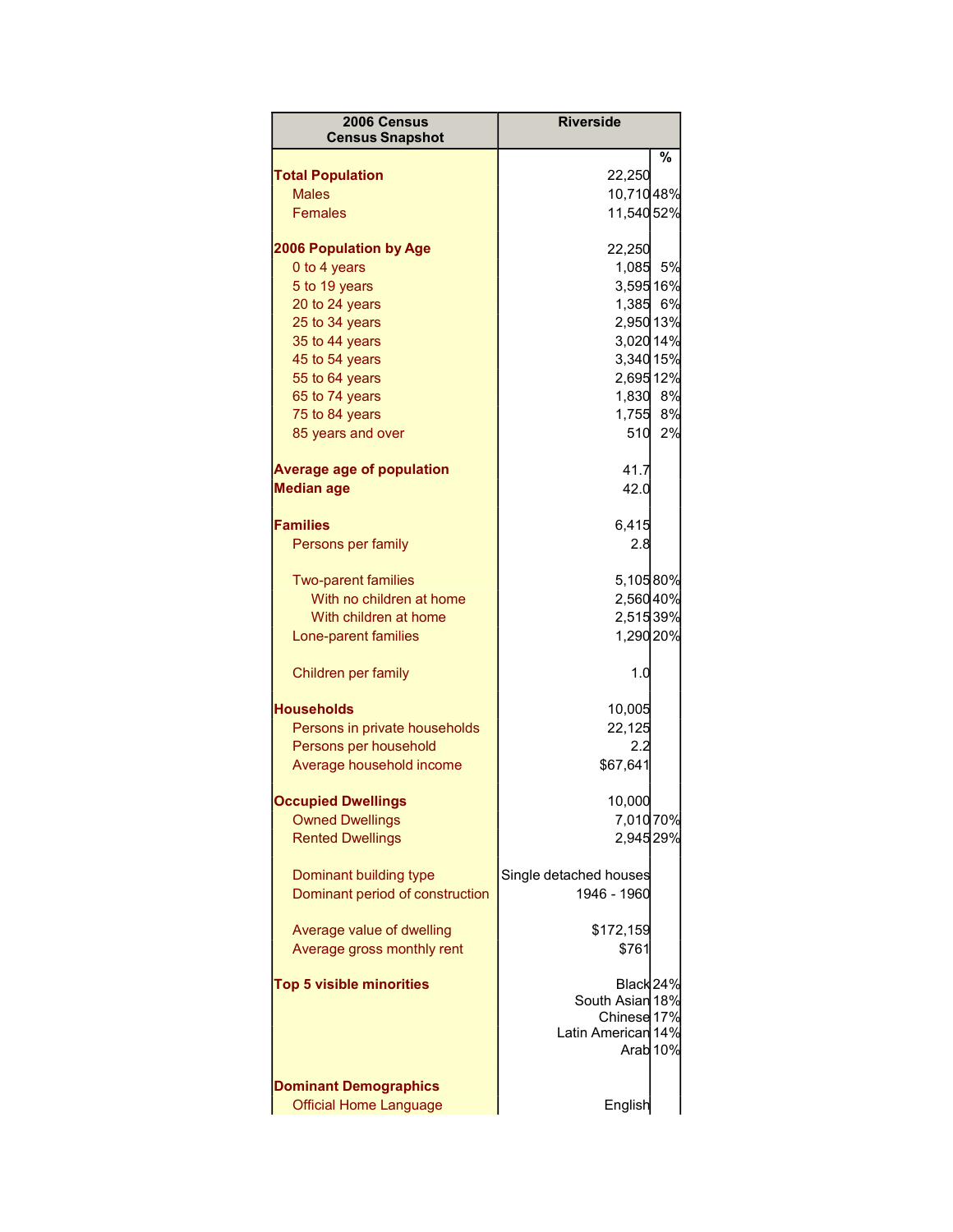| 2006 Census<br>Census Snapshot | Riverside | |
|---|---|---|
| | | % |
| **Total Population** | 22,250 | |
| Males | 10,710 | 48% |
| Females | 11,540 | 52% |
| | | |
| **2006 Population by Age** | 22,250 | |
| 0 to 4 years | 1,085 | 5% |
| 5 to 19 years | 3,595 | 16% |
| 20 to 24 years | 1,385 | 6% |
| 25 to 34 years | 2,950 | 13% |
| 35 to 44 years | 3,020 | 14% |
| 45 to 54 years | 3,340 | 15% |
| 55 to 64 years | 2,695 | 12% |
| 65 to 74 years | 1,830 | 8% |
| 75 to 84 years | 1,755 | 8% |
| 85 years and over | 510 | 2% |
| | | |
| **Average age of population** | 41.7 | |
| **Median age** | 42.0 | |
| | | |
| **Families** | 6,415 | |
| Persons per family | 2.8 | |
| | | |
| Two-parent families | 5,105 | 80% |
| With no children at home | 2,560 | 40% |
| With children at home | 2,515 | 39% |
| Lone-parent families | 1,290 | 20% |
| | | |
| Children per family | 1.0 | |
| | | |
| **Households** | 10,005 | |
| Persons in private households | 22,125 | |
| Persons per household | 2.2 | |
| Average household income | $67,641 | |
| | | |
| **Occupied Dwellings** | 10,000 | |
| Owned Dwellings | 7,010 | 70% |
| Rented Dwellings | 2,945 | 29% |
| | | |
| Dominant building type | Single detached houses | |
| Dominant period of construction | 1946 - 1960 | |
| | | |
| Average value of dwelling | $172,159 | |
| Average gross monthly rent | $761 | |
| | | |
| **Top 5 visible minorities** | Black | 24% |
| | South Asian | 18% |
| | Chinese | 17% |
| | Latin American | 14% |
| | Arab | 10% |
| | | |
| **Dominant Demographics** | | |
| Official Home Language | English | |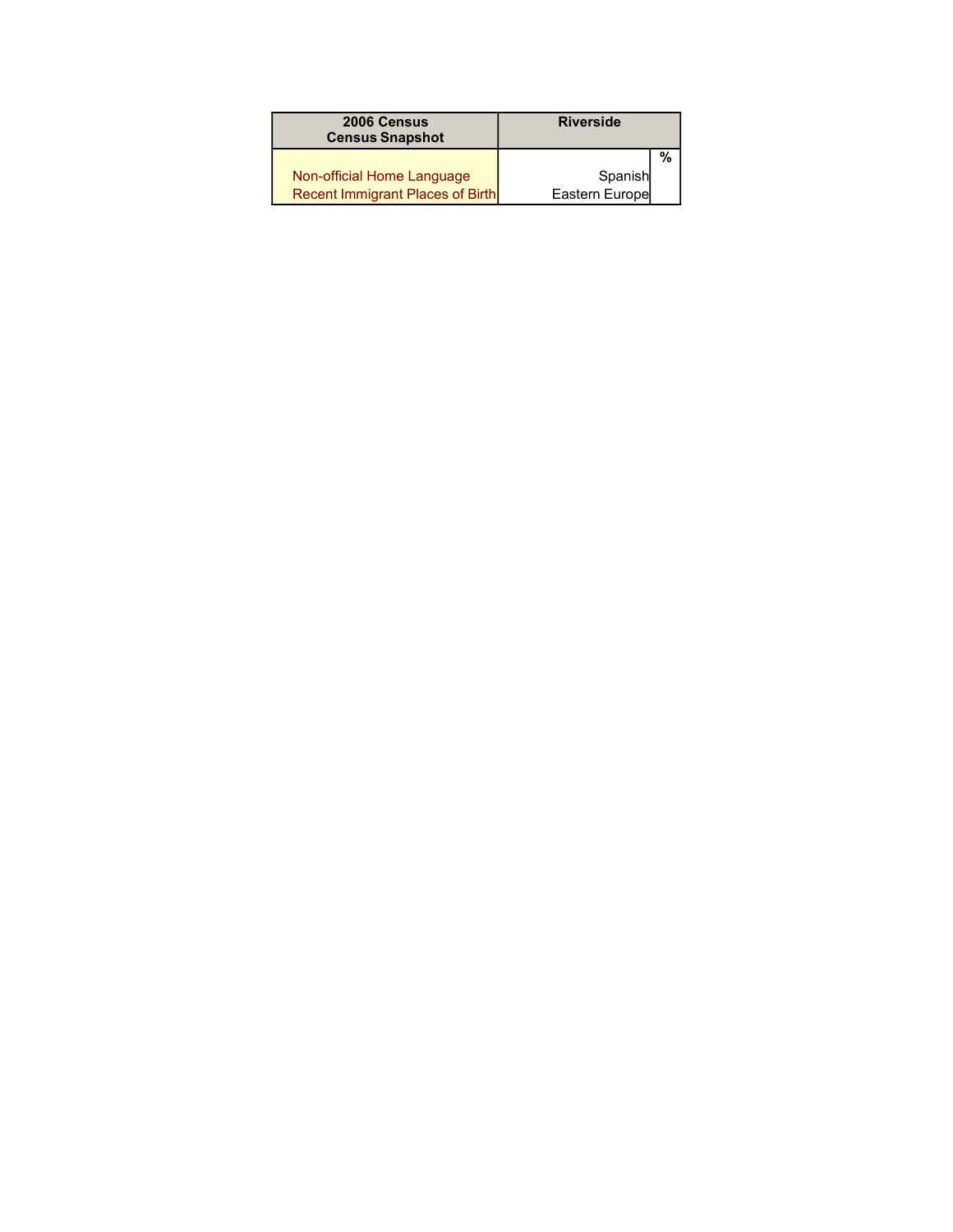| 2006 Census<br>Census Snapshot | Riverside | |
|---|---|---|
| | | % |
| Non-official Home Language | Spanish | |
| Recent Immigrant Places of Birth | Eastern Europe | |